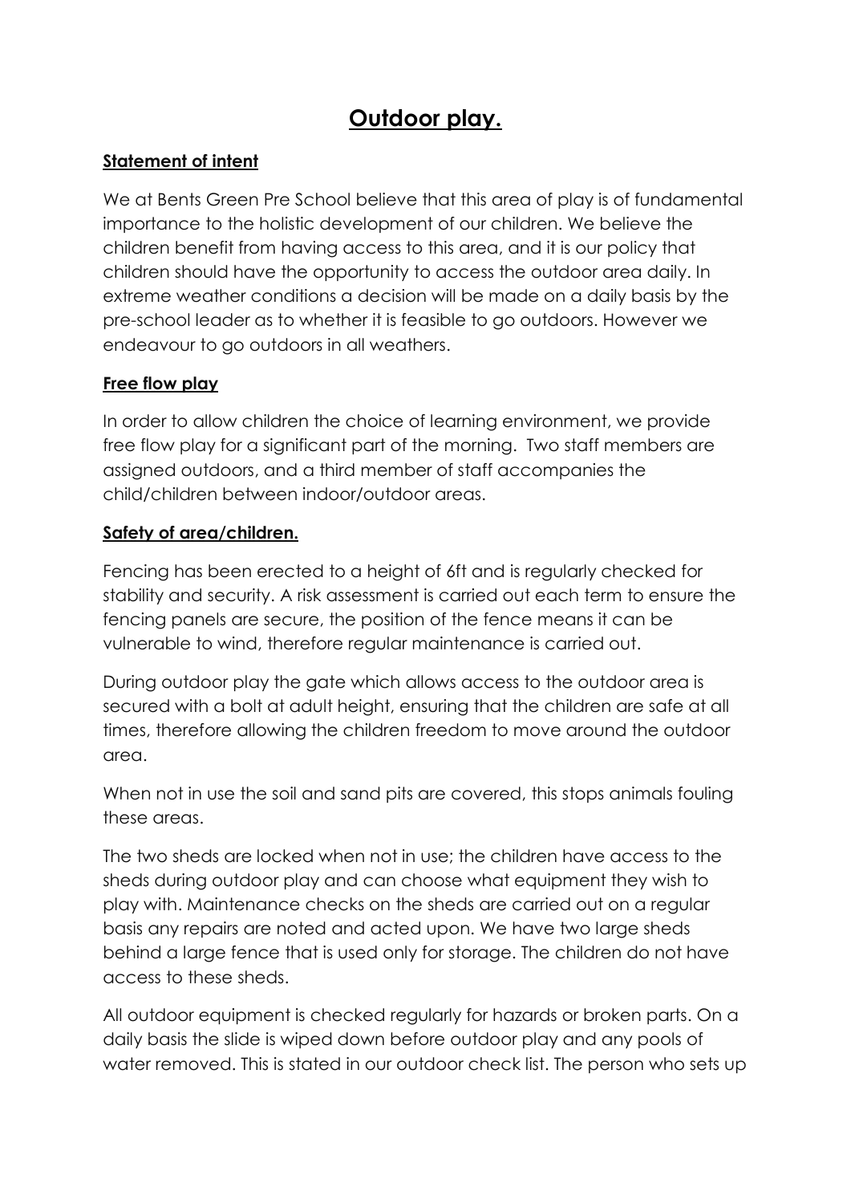# Outdoor play.

## Statement of intent

We at Bents Green Pre School believe that this area of play is of fundamental importance to the holistic development of our children. We believe the children benefit from having access to this area, and it is our policy that children should have the opportunity to access the outdoor area daily. In extreme weather conditions a decision will be made on a daily basis by the pre-school leader as to whether it is feasible to go outdoors. However we endeavour to go outdoors in all weathers.

## Free flow play

In order to allow children the choice of learning environment, we provide free flow play for a significant part of the morning. Two staff members are assigned outdoors, and a third member of staff accompanies the child/children between indoor/outdoor areas.

## Safety of area/children.

Fencing has been erected to a height of 6ft and is regularly checked for stability and security. A risk assessment is carried out each term to ensure the fencing panels are secure, the position of the fence means it can be vulnerable to wind, therefore regular maintenance is carried out.

During outdoor play the gate which allows access to the outdoor area is secured with a bolt at adult height, ensuring that the children are safe at all times, therefore allowing the children freedom to move around the outdoor area.

When not in use the soil and sand pits are covered, this stops animals fouling these areas.

The two sheds are locked when not in use; the children have access to the sheds during outdoor play and can choose what equipment they wish to play with. Maintenance checks on the sheds are carried out on a regular basis any repairs are noted and acted upon. We have two large sheds behind a large fence that is used only for storage. The children do not have access to these sheds.

All outdoor equipment is checked regularly for hazards or broken parts. On a daily basis the slide is wiped down before outdoor play and any pools of water removed. This is stated in our outdoor check list. The person who sets up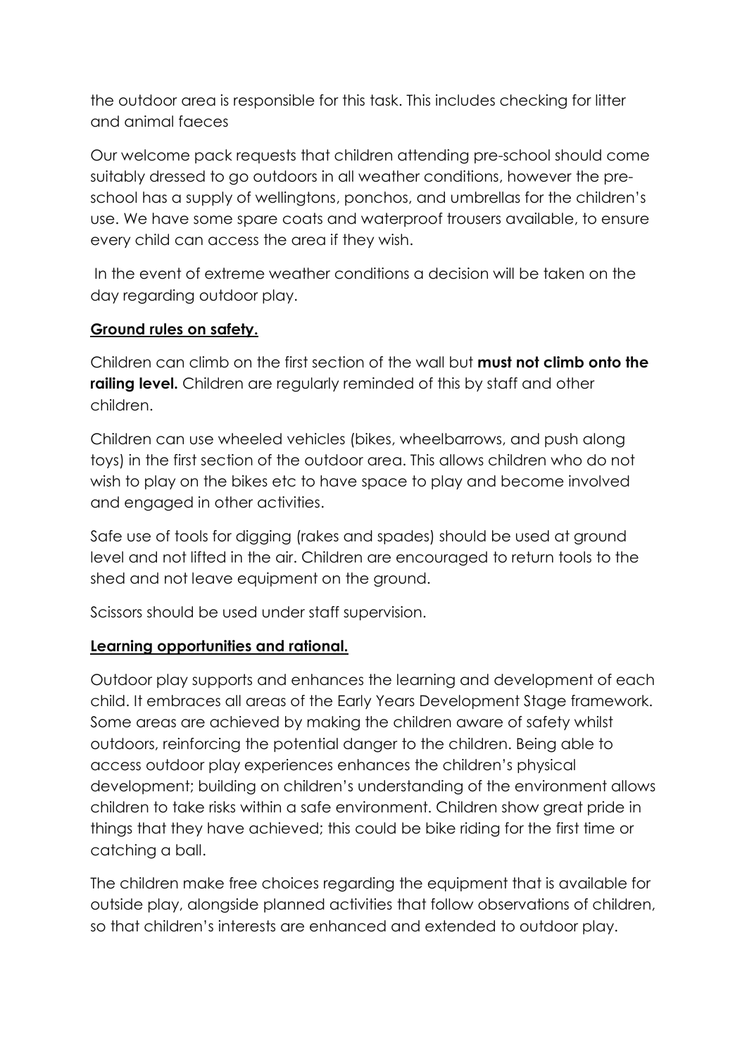the outdoor area is responsible for this task. This includes checking for litter and animal faeces

Our welcome pack requests that children attending pre-school should come suitably dressed to go outdoors in all weather conditions, however the pre-school has a supply of wellingtons, ponchos, and umbrellas for the children's use. We have some spare coats and waterproof trousers available, to ensure every child can access the area if they wish.

In the event of extreme weather conditions a decision will be taken on the day regarding outdoor play.

## Ground rules on safety.

Children can climb on the first section of the wall but **must not climb onto the railing level.** Children are regularly reminded of this by staff and other children.

Children can use wheeled vehicles (bikes, wheelbarrows, and push along toys) in the first section of the outdoor area. This allows children who do not wish to play on the bikes etc to have space to play and become involved and engaged in other activities.

Safe use of tools for digging (rakes and spades) should be used at ground level and not lifted in the air. Children are encouraged to return tools to the shed and not leave equipment on the ground.

Scissors should be used under staff supervision.

## Learning opportunities and rational.

Outdoor play supports and enhances the learning and development of each child. It embraces all areas of the Early Years Development Stage framework. Some areas are achieved by making the children aware of safety whilst outdoors, reinforcing the potential danger to the children. Being able to access outdoor play experiences enhances the children's physical development; building on children's understanding of the environment allows children to take risks within a safe environment. Children show great pride in things that they have achieved; this could be bike riding for the first time or catching a ball.

The children make free choices regarding the equipment that is available for outside play, alongside planned activities that follow observations of children, so that children's interests are enhanced and extended to outdoor play.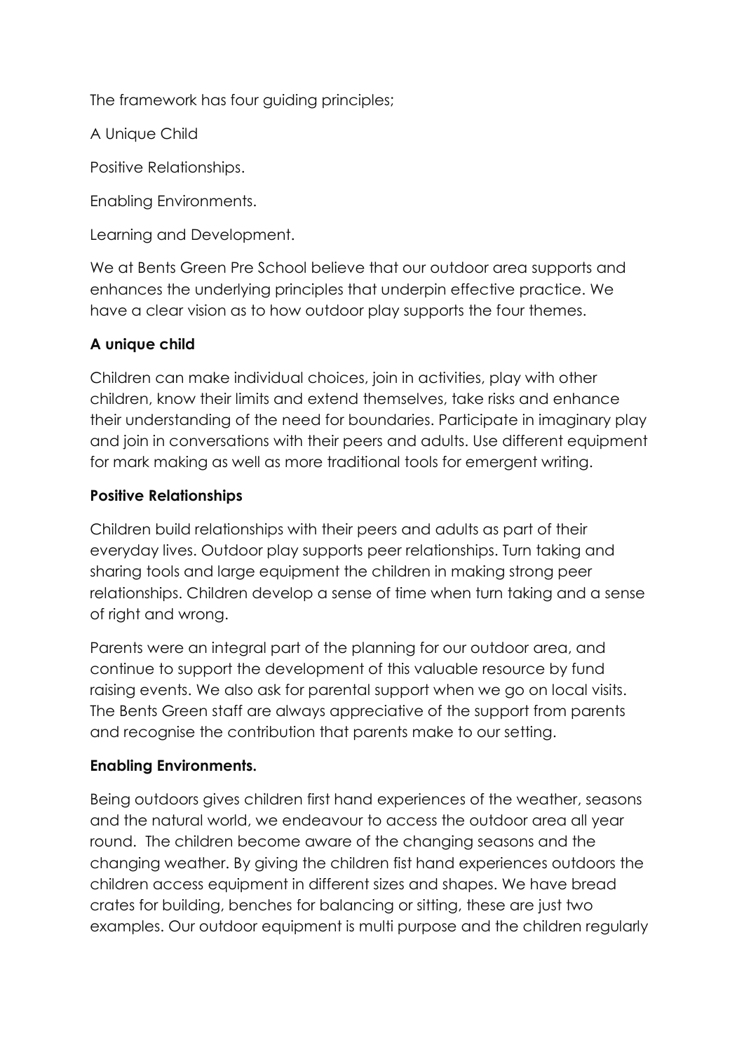The framework has four guiding principles;

A Unique Child

Positive Relationships.

Enabling Environments.

Learning and Development.

We at Bents Green Pre School believe that our outdoor area supports and enhances the underlying principles that underpin effective practice. We have a clear vision as to how outdoor play supports the four themes.

**A unique child**

Children can make individual choices, join in activities, play with other children, know their limits and extend themselves, take risks and enhance their understanding of the need for boundaries. Participate in imaginary play and join in conversations with their peers and adults. Use different equipment for mark making as well as more traditional tools for emergent writing.

**Positive Relationships**

Children build relationships with their peers and adults as part of their everyday lives. Outdoor play supports peer relationships. Turn taking and sharing tools and large equipment the children in making strong peer relationships. Children develop a sense of time when turn taking and a sense of right and wrong.

Parents were an integral part of the planning for our outdoor area, and continue to support the development of this valuable resource by fund raising events. We also ask for parental support when we go on local visits. The Bents Green staff are always appreciative of the support from parents and recognise the contribution that parents make to our setting.

**Enabling Environments.**

Being outdoors gives children first hand experiences of the weather, seasons and the natural world, we endeavour to access the outdoor area all year round. The children become aware of the changing seasons and the changing weather. By giving the children fist hand experiences outdoors the children access equipment in different sizes and shapes. We have bread crates for building, benches for balancing or sitting, these are just two examples. Our outdoor equipment is multi purpose and the children regularly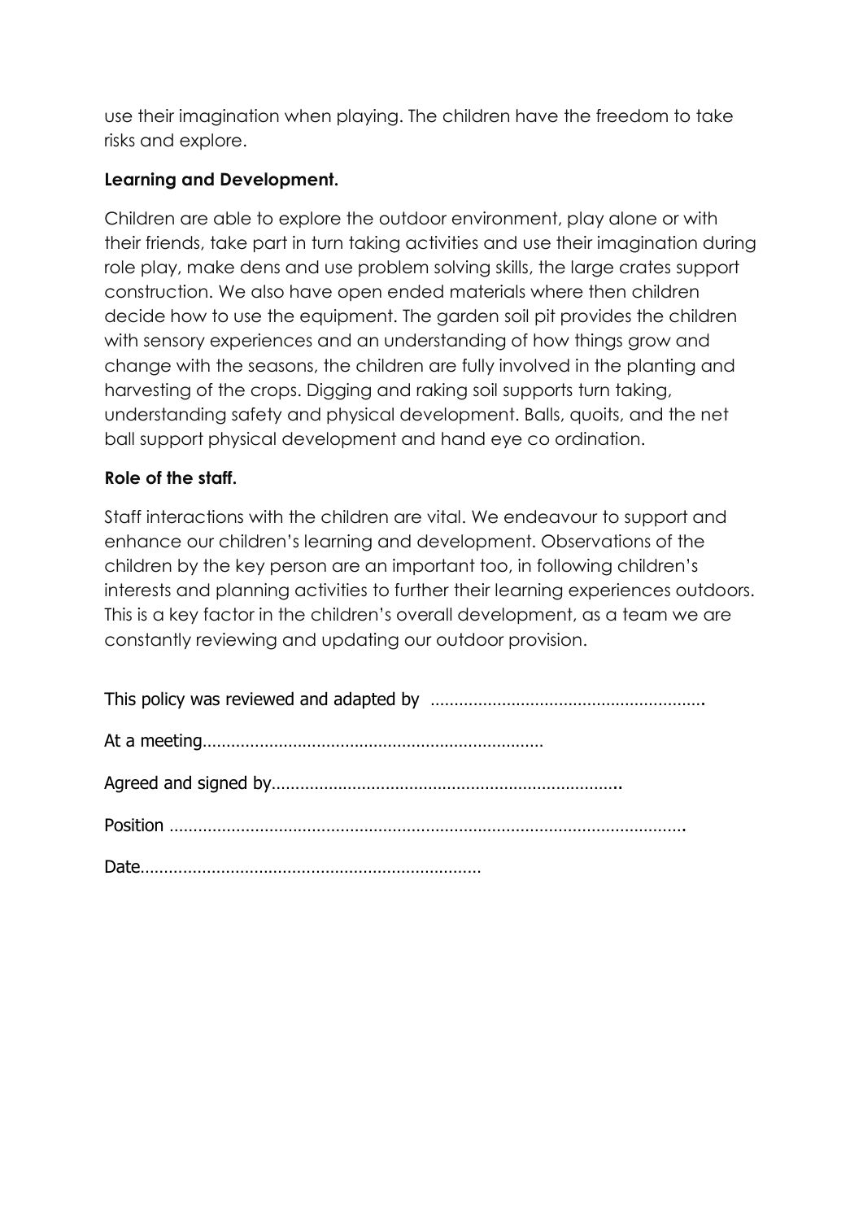use their imagination when playing. The children have the freedom to take risks and explore.

**Learning and Development.**

Children are able to explore the outdoor environment, play alone or with their friends, take part in turn taking activities and use their imagination during role play, make dens and use problem solving skills, the large crates support construction. We also have open ended materials where then children decide how to use the equipment. The garden soil pit provides the children with sensory experiences and an understanding of how things grow and change with the seasons, the children are fully involved in the planting and harvesting of the crops. Digging and raking soil supports turn taking, understanding safety and physical development. Balls, quoits, and the net ball support physical development and hand eye co ordination.

**Role of the staff.**

Staff interactions with the children are vital. We endeavour to support and enhance our children's learning and development. Observations of the children by the key person are an important too, in following children's interests and planning activities to further their learning experiences outdoors. This is a key factor in the children's overall development, as a team we are constantly reviewing and updating our outdoor provision.

This policy was reviewed and adapted by …………………………………………………

At a meeting………………………………………………………………

Agreed and signed by…………………………………………………………………..

Position ……………………………………………………………………………………………….

Date………………………………………………………………